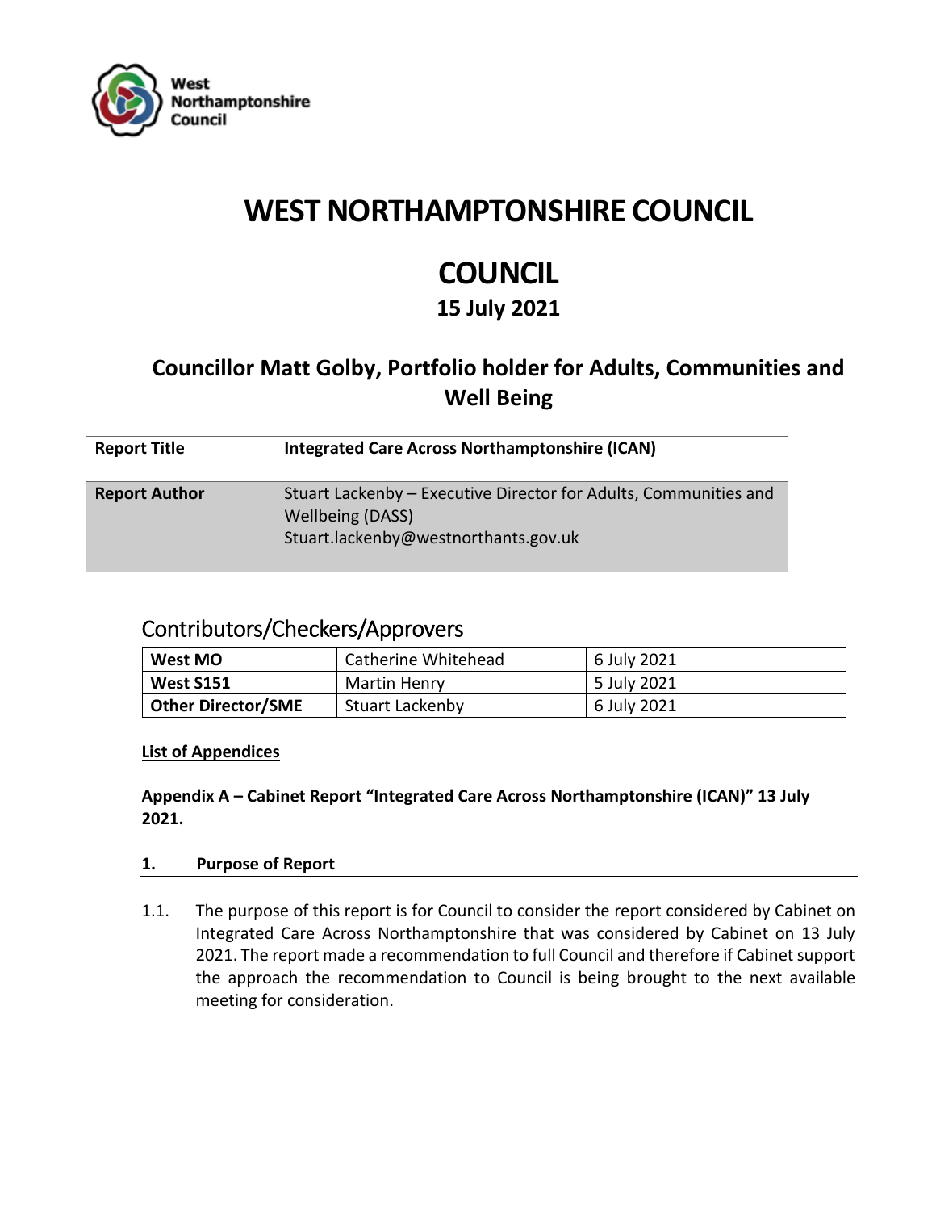# WEST NORTHAMPTONSHIRE COUNCIL

# COUNCIL

## 15 July 2021

## Councillor Matt Golby, Portfolio holder for Adults, Communities and Well Being

| | |
|---|---|
| **Report Title** | **Integrated Care Across Northamptonshire (ICAN)** |
| **Report Author** | Stuart Lackenby – Executive Director for Adults, Communities and Wellbeing (DASS)<br>Stuart.lackenby@westnorthants.gov.uk |

## Contributors/Checkers/Approvers

| | | |
|---|---|---|
| **West MO** | Catherine Whitehead | 6 July 2021 |
| **West S151** | Martin Henry | 5 July 2021 |
| **Other Director/SME** | Stuart Lackenby | 6 July 2021 |

**List of Appendices**

**Appendix A – Cabinet Report "Integrated Care Across Northamptonshire (ICAN)" 13 July 2021.**

### 1. Purpose of Report

1.1. The purpose of this report is for Council to consider the report considered by Cabinet on Integrated Care Across Northamptonshire that was considered by Cabinet on 13 July 2021. The report made a recommendation to full Council and therefore if Cabinet support the approach the recommendation to Council is being brought to the next available meeting for consideration.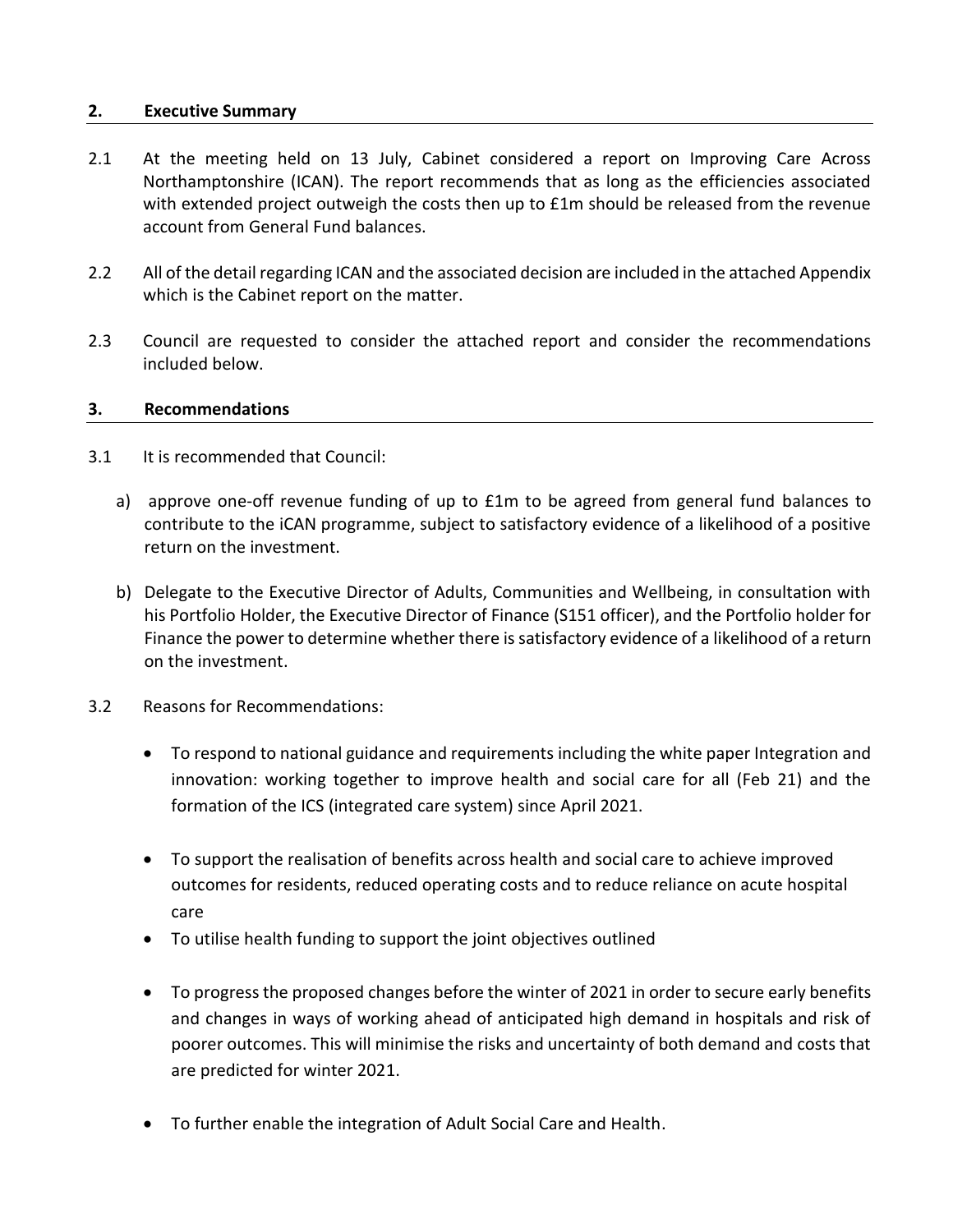## 2. Executive Summary

2.1 At the meeting held on 13 July, Cabinet considered a report on Improving Care Across Northamptonshire (ICAN). The report recommends that as long as the efficiencies associated with extended project outweigh the costs then up to £1m should be released from the revenue account from General Fund balances.

2.2 All of the detail regarding ICAN and the associated decision are included in the attached Appendix which is the Cabinet report on the matter.

2.3 Council are requested to consider the attached report and consider the recommendations included below.

## 3. Recommendations

3.1 It is recommended that Council:

a) approve one-off revenue funding of up to £1m to be agreed from general fund balances to contribute to the iCAN programme, subject to satisfactory evidence of a likelihood of a positive return on the investment.

b) Delegate to the Executive Director of Adults, Communities and Wellbeing, in consultation with his Portfolio Holder, the Executive Director of Finance (S151 officer), and the Portfolio holder for Finance the power to determine whether there is satisfactory evidence of a likelihood of a return on the investment.

3.2 Reasons for Recommendations:

- To respond to national guidance and requirements including the white paper Integration and innovation: working together to improve health and social care for all (Feb 21) and the formation of the ICS (integrated care system) since April 2021.
- To support the realisation of benefits across health and social care to achieve improved outcomes for residents, reduced operating costs and to reduce reliance on acute hospital care
- To utilise health funding to support the joint objectives outlined
- To progress the proposed changes before the winter of 2021 in order to secure early benefits and changes in ways of working ahead of anticipated high demand in hospitals and risk of poorer outcomes. This will minimise the risks and uncertainty of both demand and costs that are predicted for winter 2021.
- To further enable the integration of Adult Social Care and Health.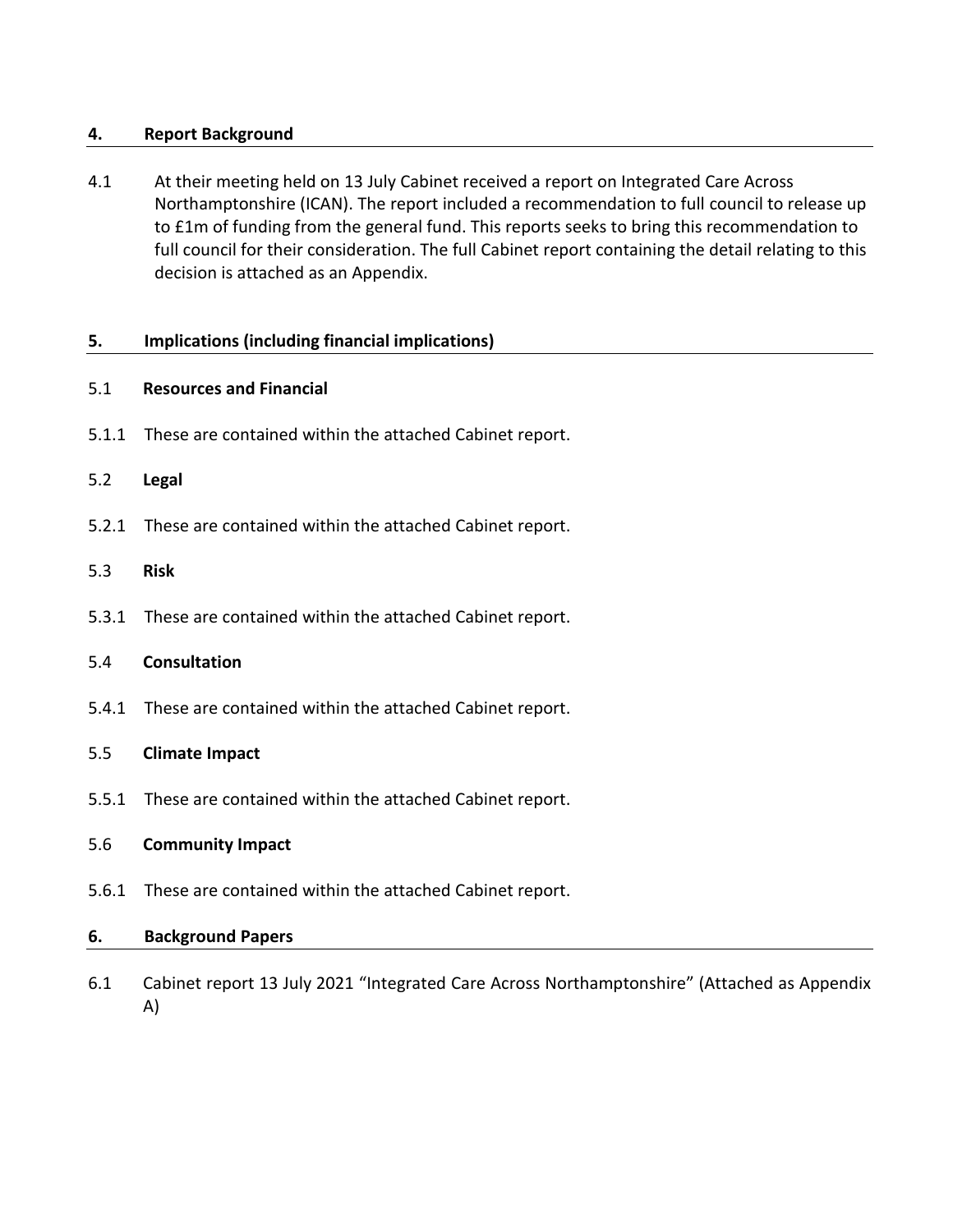## 4. Report Background

4.1 At their meeting held on 13 July Cabinet received a report on Integrated Care Across Northamptonshire (ICAN). The report included a recommendation to full council to release up to £1m of funding from the general fund. This reports seeks to bring this recommendation to full council for their consideration. The full Cabinet report containing the detail relating to this decision is attached as an Appendix.

## 5. Implications (including financial implications)

### 5.1 Resources and Financial

5.1.1 These are contained within the attached Cabinet report.

### 5.2 Legal

5.2.1 These are contained within the attached Cabinet report.

### 5.3 Risk

5.3.1 These are contained within the attached Cabinet report.

### 5.4 Consultation

5.4.1 These are contained within the attached Cabinet report.

### 5.5 Climate Impact

5.5.1 These are contained within the attached Cabinet report.

### 5.6 Community Impact

5.6.1 These are contained within the attached Cabinet report.

## 6. Background Papers

6.1 Cabinet report 13 July 2021 "Integrated Care Across Northamptonshire" (Attached as Appendix A)